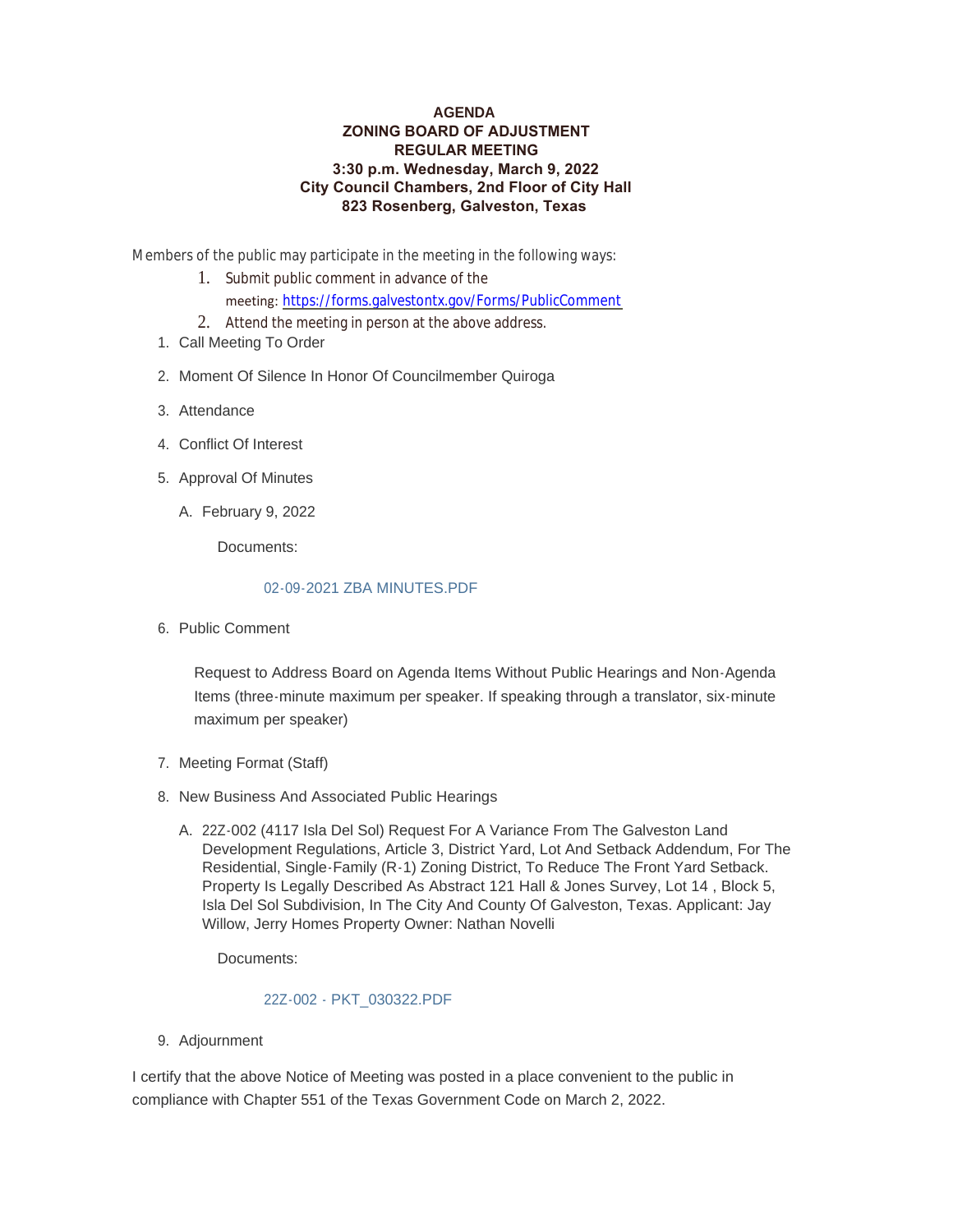**AGENDA**
**ZONING BOARD OF ADJUSTMENT**
**REGULAR MEETING**
**3:30 p.m. Wednesday, March 9, 2022**
**City Council Chambers, 2nd Floor of City Hall**
**823 Rosenberg, Galveston, Texas**

Members of the public may participate in the meeting in the following ways:

1. Submit public comment in advance of the meeting: https://forms.galvestontx.gov/Forms/PublicComment
2. Attend the meeting in person at the above address.

1. Call Meeting To Order
2. Moment Of Silence In Honor Of Councilmember Quiroga
3. Attendance
4. Conflict Of Interest
5. Approval Of Minutes

   A. February 9, 2022

   Documents:

   02-09-2021 ZBA MINUTES.PDF

6. Public Comment

   Request to Address Board on Agenda Items Without Public Hearings and Non-Agenda Items (three-minute maximum per speaker. If speaking through a translator, six-minute maximum per speaker)

7. Meeting Format (Staff)
8. New Business And Associated Public Hearings

   A. 22Z-002 (4117 Isla Del Sol) Request For A Variance From The Galveston Land Development Regulations, Article 3, District Yard, Lot And Setback Addendum, For The Residential, Single-Family (R-1) Zoning District, To Reduce The Front Yard Setback. Property Is Legally Described As Abstract 121 Hall & Jones Survey, Lot 14 , Block 5, Isla Del Sol Subdivision, In The City And County Of Galveston, Texas. Applicant: Jay Willow, Jerry Homes Property Owner: Nathan Novelli

   Documents:

   22Z-002 - PKT_030322.PDF

9. Adjournment

I certify that the above Notice of Meeting was posted in a place convenient to the public in compliance with Chapter 551 of the Texas Government Code on March 2, 2022.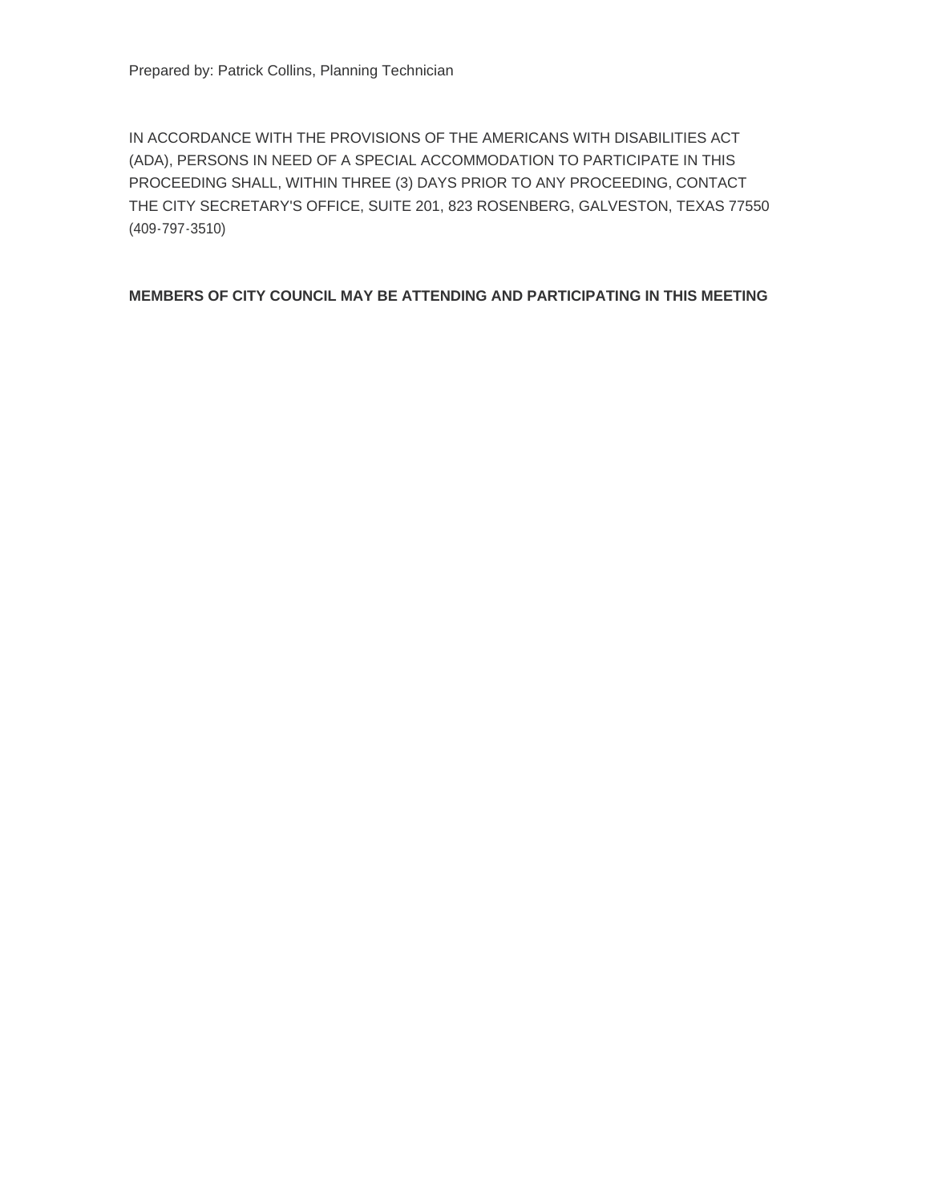Prepared by: Patrick Collins, Planning Technician

IN ACCORDANCE WITH THE PROVISIONS OF THE AMERICANS WITH DISABILITIES ACT (ADA), PERSONS IN NEED OF A SPECIAL ACCOMMODATION TO PARTICIPATE IN THIS PROCEEDING SHALL, WITHIN THREE (3) DAYS PRIOR TO ANY PROCEEDING, CONTACT THE CITY SECRETARY'S OFFICE, SUITE 201, 823 ROSENBERG, GALVESTON, TEXAS 77550 (409-797-3510)

**MEMBERS OF CITY COUNCIL MAY BE ATTENDING AND PARTICIPATING IN THIS MEETING**